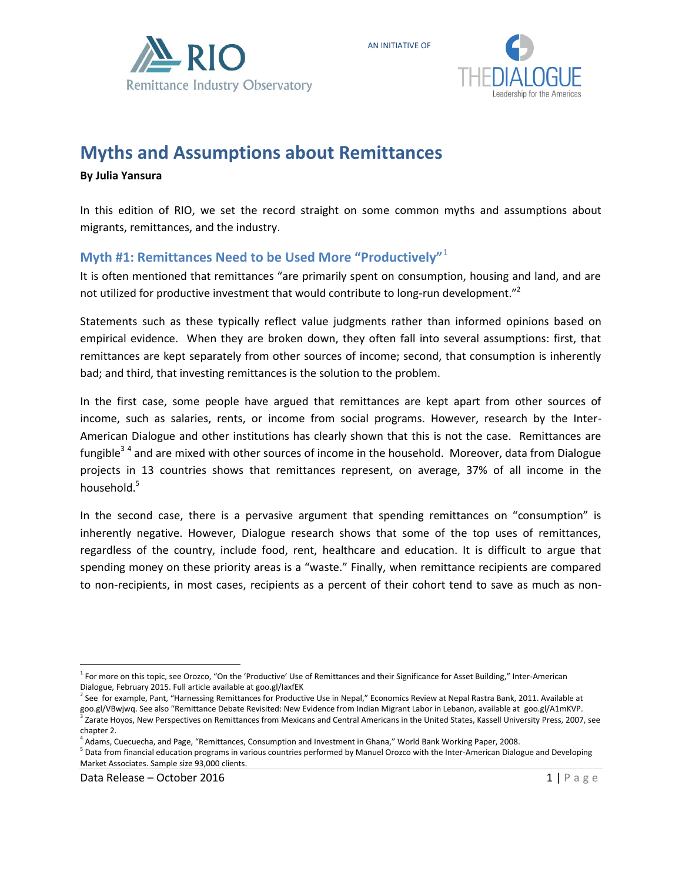# Myths and Assumptions about Remittances

**By Julia Yansura**

In this edition of RIO, we set the record straight on some common myths and assumptions about migrants, remittances, and the industry.

## Myth #1: Remittances Need to be Used More "Productively"[1]

It is often mentioned that remittances "are primarily spent on consumption, housing and land, and are not utilized for productive investment that would contribute to long-run development."[2]

Statements such as these typically reflect value judgments rather than informed opinions based on empirical evidence. When they are broken down, they often fall into several assumptions: first, that remittances are kept separately from other sources of income; second, that consumption is inherently bad; and third, that investing remittances is the solution to the problem.

In the first case, some people have argued that remittances are kept apart from other sources of income, such as salaries, rents, or income from social programs. However, research by the Inter-American Dialogue and other institutions has clearly shown that this is not the case. Remittances are fungible[3] [4] and are mixed with other sources of income in the household. Moreover, data from Dialogue projects in 13 countries shows that remittances represent, on average, 37% of all income in the household.[5]

In the second case, there is a pervasive argument that spending remittances on "consumption" is inherently negative. However, Dialogue research shows that some of the top uses of remittances, regardless of the country, include food, rent, healthcare and education. It is difficult to argue that spending money on these priority areas is a "waste." Finally, when remittance recipients are compared to non-recipients, in most cases, recipients as a percent of their cohort tend to save as much as non-

---

[1] For more on this topic, see Orozco, "On the 'Productive' Use of Remittances and their Significance for Asset Building," Inter-American Dialogue, February 2015. Full article available at goo.gl/laxfEK

[2] See for example, Pant, "Harnessing Remittances for Productive Use in Nepal," Economics Review at Nepal Rastra Bank, 2011. Available at goo.gl/VBwjwq. See also "Remittance Debate Revisited: New Evidence from Indian Migrant Labor in Lebanon, available at goo.gl/A1mKVP.

[3] Zarate Hoyos, New Perspectives on Remittances from Mexicans and Central Americans in the United States, Kassell University Press, 2007, see chapter 2.

[4] Adams, Cuecuecha, and Page, "Remittances, Consumption and Investment in Ghana," World Bank Working Paper, 2008.

[5] Data from financial education programs in various countries performed by Manuel Orozco with the Inter-American Dialogue and Developing Market Associates. Sample size 93,000 clients.

Data Release – October 2016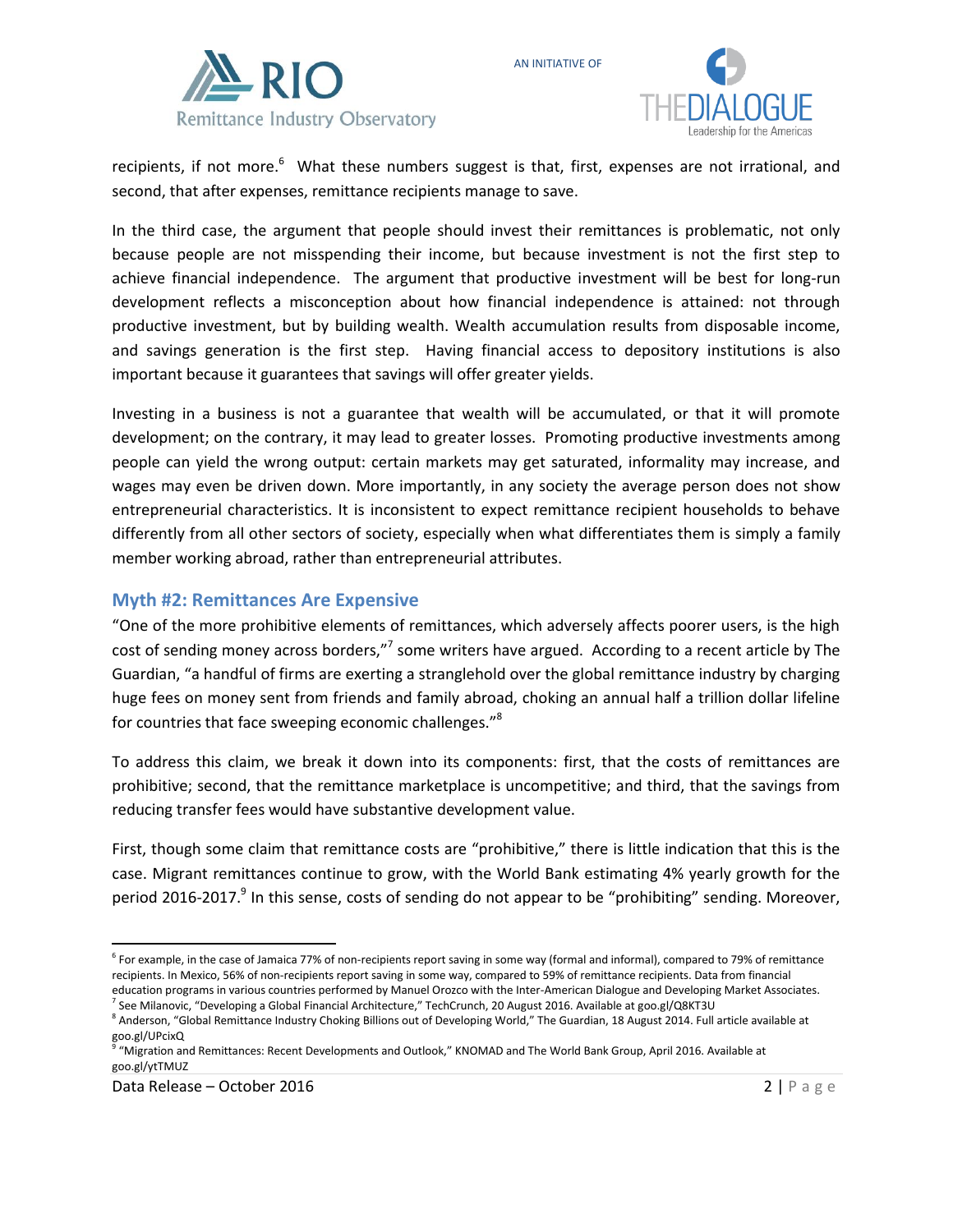recipients, if not more.[6] What these numbers suggest is that, first, expenses are not irrational, and second, that after expenses, remittance recipients manage to save.

In the third case, the argument that people should invest their remittances is problematic, not only because people are not misspending their income, but because investment is not the first step to achieve financial independence. The argument that productive investment will be best for long-run development reflects a misconception about how financial independence is attained: not through productive investment, but by building wealth. Wealth accumulation results from disposable income, and savings generation is the first step. Having financial access to depository institutions is also important because it guarantees that savings will offer greater yields.

Investing in a business is not a guarantee that wealth will be accumulated, or that it will promote development; on the contrary, it may lead to greater losses. Promoting productive investments among people can yield the wrong output: certain markets may get saturated, informality may increase, and wages may even be driven down. More importantly, in any society the average person does not show entrepreneurial characteristics. It is inconsistent to expect remittance recipient households to behave differently from all other sectors of society, especially when what differentiates them is simply a family member working abroad, rather than entrepreneurial attributes.

## Myth #2: Remittances Are Expensive

"One of the more prohibitive elements of remittances, which adversely affects poorer users, is the high cost of sending money across borders,"[7] some writers have argued. According to a recent article by The Guardian, "a handful of firms are exerting a stranglehold over the global remittance industry by charging huge fees on money sent from friends and family abroad, choking an annual half a trillion dollar lifeline for countries that face sweeping economic challenges."[8]

To address this claim, we break it down into its components: first, that the costs of remittances are prohibitive; second, that the remittance marketplace is uncompetitive; and third, that the savings from reducing transfer fees would have substantive development value.

First, though some claim that remittance costs are "prohibitive," there is little indication that this is the case. Migrant remittances continue to grow, with the World Bank estimating 4% yearly growth for the period 2016-2017.[9] In this sense, costs of sending do not appear to be "prohibiting" sending. Moreover,

---

[6] For example, in the case of Jamaica 77% of non-recipients report saving in some way (formal and informal), compared to 79% of remittance recipients. In Mexico, 56% of non-recipients report saving in some way, compared to 59% of remittance recipients. Data from financial education programs in various countries performed by Manuel Orozco with the Inter-American Dialogue and Developing Market Associates.

[7] See Milanovic, "Developing a Global Financial Architecture," TechCrunch, 20 August 2016. Available at goo.gl/Q8KT3U

[8] Anderson, "Global Remittance Industry Choking Billions out of Developing World," The Guardian, 18 August 2014. Full article available at goo.gl/UPcixQ

[9] "Migration and Remittances: Recent Developments and Outlook," KNOMAD and The World Bank Group, April 2016. Available at goo.gl/ytTMUZ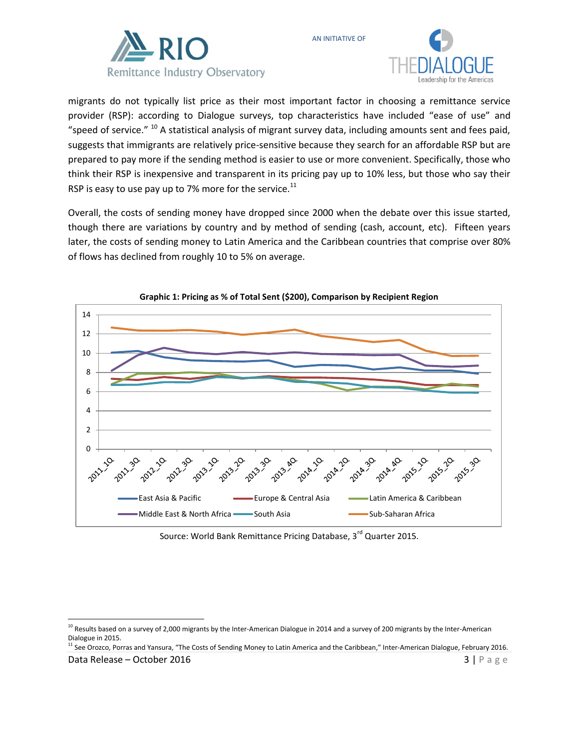migrants do not typically list price as their most important factor in choosing a remittance service provider (RSP): according to Dialogue surveys, top characteristics have included "ease of use" and "speed of service." [10] A statistical analysis of migrant survey data, including amounts sent and fees paid, suggests that immigrants are relatively price-sensitive because they search for an affordable RSP but are prepared to pay more if the sending method is easier to use or more convenient. Specifically, those who think their RSP is inexpensive and transparent in its pricing pay up to 10% less, but those who say their RSP is easy to use pay up to 7% more for the service.[11]

Overall, the costs of sending money have dropped since 2000 when the debate over this issue started, though there are variations by country and by method of sending (cash, account, etc). Fifteen years later, the costs of sending money to Latin America and the Caribbean countries that comprise over 80% of flows has declined from roughly 10 to 5% on average.

**Graphic 1: Pricing as % of Total Sent ($200), Comparison by Recipient Region**

Source: World Bank Remittance Pricing Database, 3rd Quarter 2015.

---

[10] Results based on a survey of 2,000 migrants by the Inter-American Dialogue in 2014 and a survey of 200 migrants by the Inter-American Dialogue in 2015.

[11] See Orozco, Porras and Yansura, "The Costs of Sending Money to Latin America and the Caribbean," Inter-American Dialogue, February 2016.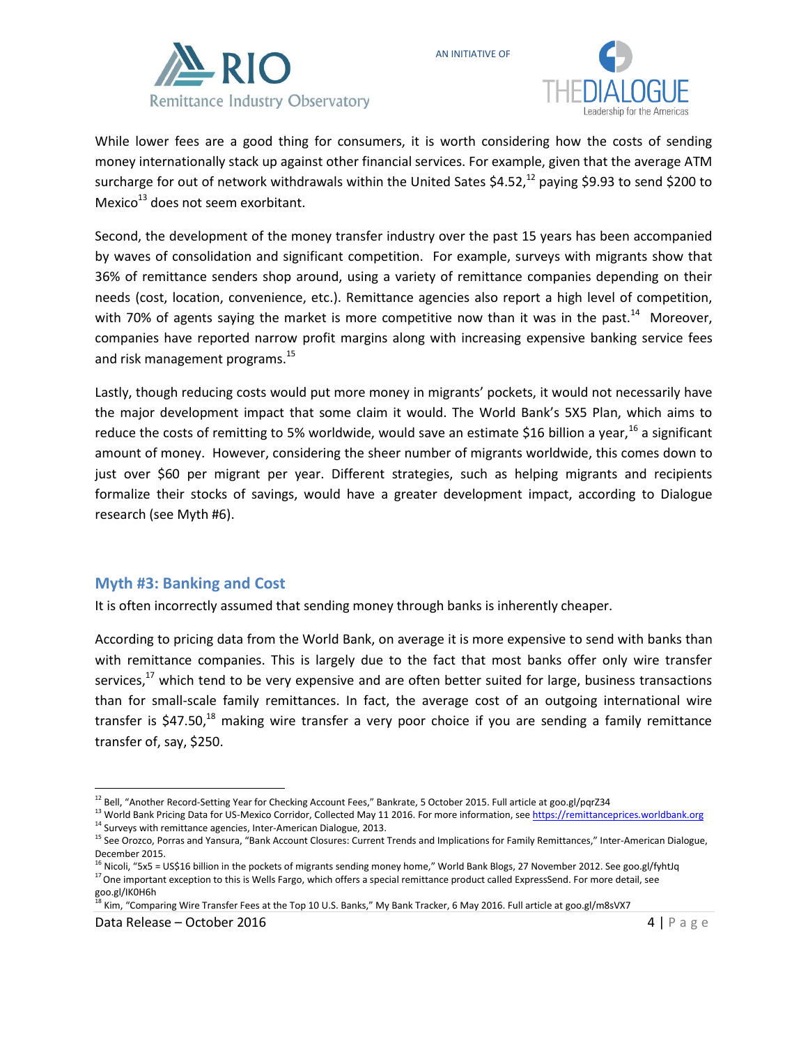While lower fees are a good thing for consumers, it is worth considering how the costs of sending money internationally stack up against other financial services. For example, given that the average ATM surcharge for out of network withdrawals within the United Sates $4.52,[12] paying $9.93 to send $200 to Mexico[13] does not seem exorbitant.

Second, the development of the money transfer industry over the past 15 years has been accompanied by waves of consolidation and significant competition. For example, surveys with migrants show that 36% of remittance senders shop around, using a variety of remittance companies depending on their needs (cost, location, convenience, etc.). Remittance agencies also report a high level of competition, with 70% of agents saying the market is more competitive now than it was in the past.[14] Moreover, companies have reported narrow profit margins along with increasing expensive banking service fees and risk management programs.[15]

Lastly, though reducing costs would put more money in migrants' pockets, it would not necessarily have the major development impact that some claim it would. The World Bank's 5X5 Plan, which aims to reduce the costs of remitting to 5% worldwide, would save an estimate $16 billion a year,[16] a significant amount of money. However, considering the sheer number of migrants worldwide, this comes down to just over $60 per migrant per year. Different strategies, such as helping migrants and recipients formalize their stocks of savings, would have a greater development impact, according to Dialogue research (see Myth #6).

## Myth #3: Banking and Cost

It is often incorrectly assumed that sending money through banks is inherently cheaper.

According to pricing data from the World Bank, on average it is more expensive to send with banks than with remittance companies. This is largely due to the fact that most banks offer only wire transfer services,[17] which tend to be very expensive and are often better suited for large, business transactions than for small-scale family remittances. In fact, the average cost of an outgoing international wire transfer is $47.50,[18] making wire transfer a very poor choice if you are sending a family remittance transfer of, say, $250.

---

[12] Bell, "Another Record-Setting Year for Checking Account Fees," Bankrate, 5 October 2015. Full article at goo.gl/pqrZ34

[13] World Bank Pricing Data for US-Mexico Corridor, Collected May 11 2016. For more information, see https://remittanceprices.worldbank.org

[14] Surveys with remittance agencies, Inter-American Dialogue, 2013.

[15] See Orozco, Porras and Yansura, "Bank Account Closures: Current Trends and Implications for Family Remittances," Inter-American Dialogue, December 2015.

[16] Nicoli, "5x5 = US$16 billion in the pockets of migrants sending money home," World Bank Blogs, 27 November 2012. See goo.gl/fyhtJq

[17] One important exception to this is Wells Fargo, which offers a special remittance product called ExpressSend. For more detail, see goo.gl/IK0H6h

[18] Kim, "Comparing Wire Transfer Fees at the Top 10 U.S. Banks," My Bank Tracker, 6 May 2016. Full article at goo.gl/m8sVX7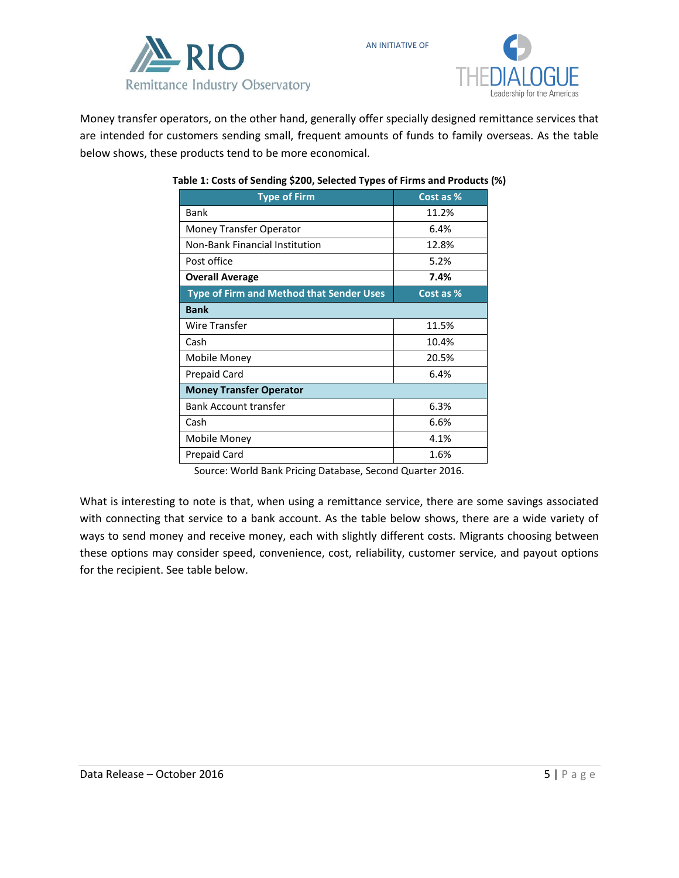Money transfer operators, on the other hand, generally offer specially designed remittance services that are intended for customers sending small, frequent amounts of funds to family overseas. As the table below shows, these products tend to be more economical.

**Table 1: Costs of Sending $200, Selected Types of Firms and Products (%)**

| Type of Firm | Cost as % |
|---|---|
| Bank | 11.2% |
| Money Transfer Operator | 6.4% |
| Non-Bank Financial Institution | 12.8% |
| Post office | 5.2% |
| **Overall Average** | **7.4%** |
| **Type of Firm and Method that Sender Uses** | **Cost as %** |
| **Bank** | |
| Wire Transfer | 11.5% |
| Cash | 10.4% |
| Mobile Money | 20.5% |
| Prepaid Card | 6.4% |
| **Money Transfer Operator** | |
| Bank Account transfer | 6.3% |
| Cash | 6.6% |
| Mobile Money | 4.1% |
| Prepaid Card | 1.6% |

Source: World Bank Pricing Database, Second Quarter 2016.

What is interesting to note is that, when using a remittance service, there are some savings associated with connecting that service to a bank account. As the table below shows, there are a wide variety of ways to send money and receive money, each with slightly different costs. Migrants choosing between these options may consider speed, convenience, cost, reliability, customer service, and payout options for the recipient. See table below.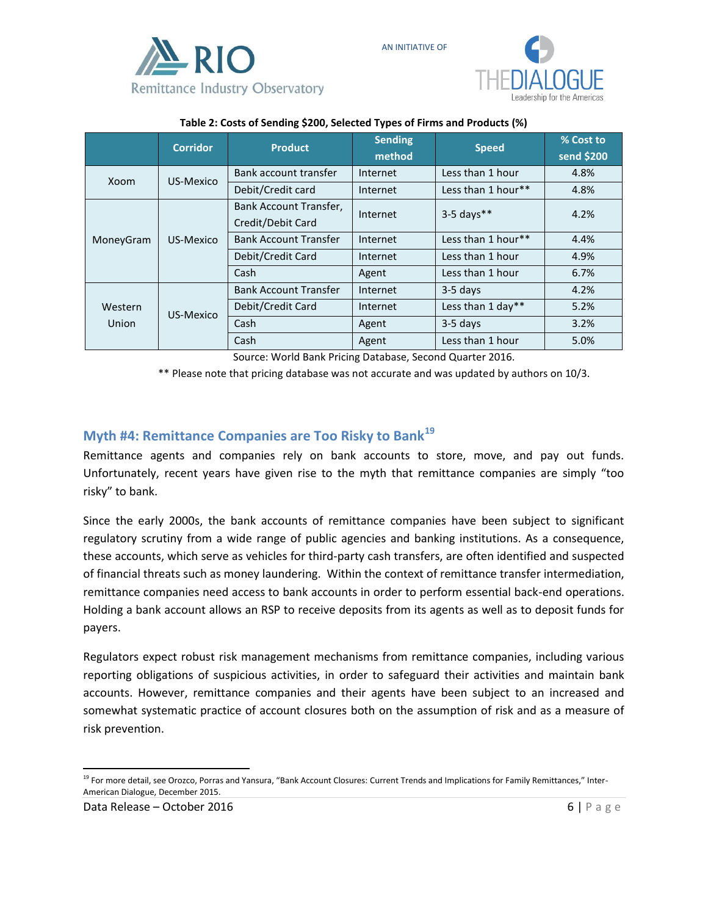**Table 2: Costs of Sending $200, Selected Types of Firms and Products (%)**

| | Corridor | Product | Sending method | Speed | % Cost to send $200 |
|---|---|---|---|---|---|
| Xoom | US-Mexico | Bank account transfer | Internet | Less than 1 hour | 4.8% |
| | | Debit/Credit card | Internet | Less than 1 hour** | 4.8% |
| MoneyGram | US-Mexico | Bank Account Transfer, Credit/Debit Card | Internet | 3-5 days** | 4.2% |
| | | Bank Account Transfer | Internet | Less than 1 hour** | 4.4% |
| | | Debit/Credit Card | Internet | Less than 1 hour | 4.9% |
| | | Cash | Agent | Less than 1 hour | 6.7% |
| Western Union | US-Mexico | Bank Account Transfer | Internet | 3-5 days | 4.2% |
| | | Debit/Credit Card | Internet | Less than 1 day** | 5.2% |
| | | Cash | Agent | 3-5 days | 3.2% |
| | | Cash | Agent | Less than 1 hour | 5.0% |

Source: World Bank Pricing Database, Second Quarter 2016.

** Please note that pricing database was not accurate and was updated by authors on 10/3.

## Myth #4: Remittance Companies are Too Risky to Bank[19]

Remittance agents and companies rely on bank accounts to store, move, and pay out funds. Unfortunately, recent years have given rise to the myth that remittance companies are simply "too risky" to bank.

Since the early 2000s, the bank accounts of remittance companies have been subject to significant regulatory scrutiny from a wide range of public agencies and banking institutions. As a consequence, these accounts, which serve as vehicles for third-party cash transfers, are often identified and suspected of financial threats such as money laundering. Within the context of remittance transfer intermediation, remittance companies need access to bank accounts in order to perform essential back-end operations. Holding a bank account allows an RSP to receive deposits from its agents as well as to deposit funds for payers.

Regulators expect robust risk management mechanisms from remittance companies, including various reporting obligations of suspicious activities, in order to safeguard their activities and maintain bank accounts. However, remittance companies and their agents have been subject to an increased and somewhat systematic practice of account closures both on the assumption of risk and as a measure of risk prevention.

[19] For more detail, see Orozco, Porras and Yansura, "Bank Account Closures: Current Trends and Implications for Family Remittances," Inter-American Dialogue, December 2015.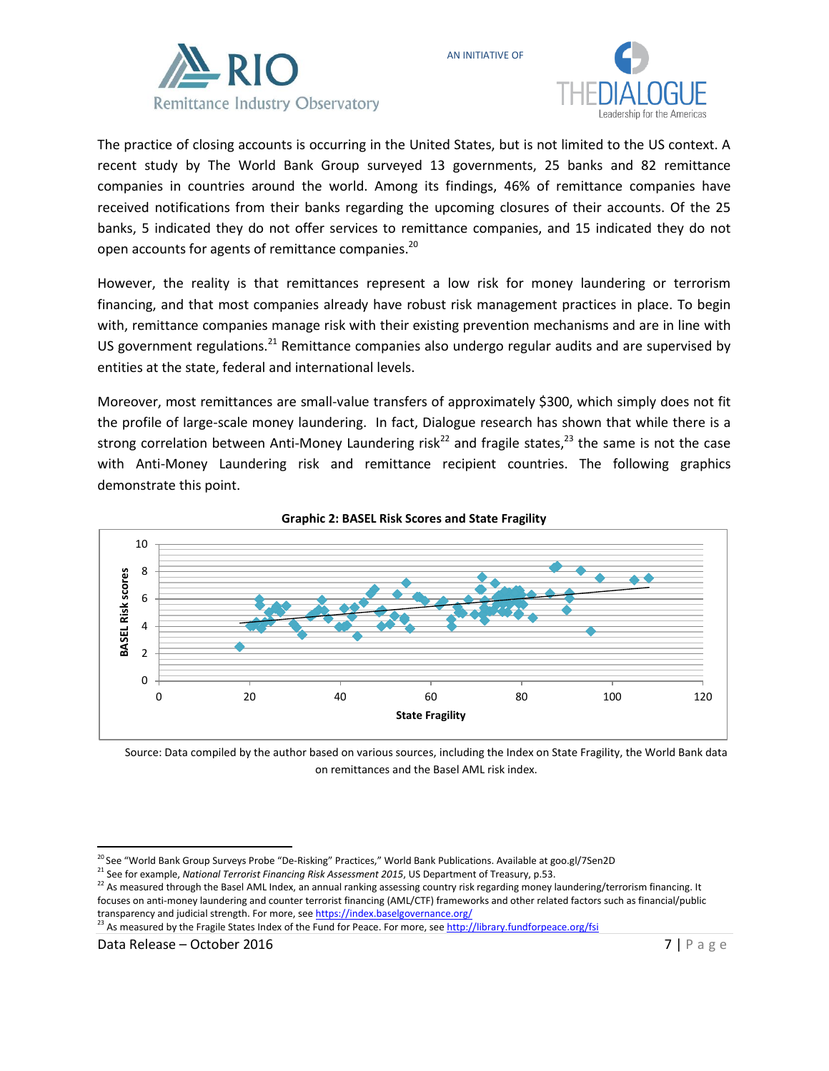The practice of closing accounts is occurring in the United States, but is not limited to the US context. A recent study by The World Bank Group surveyed 13 governments, 25 banks and 82 remittance companies in countries around the world. Among its findings, 46% of remittance companies have received notifications from their banks regarding the upcoming closures of their accounts. Of the 25 banks, 5 indicated they do not offer services to remittance companies, and 15 indicated they do not open accounts for agents of remittance companies.[20]

However, the reality is that remittances represent a low risk for money laundering or terrorism financing, and that most companies already have robust risk management practices in place. To begin with, remittance companies manage risk with their existing prevention mechanisms and are in line with US government regulations.[21] Remittance companies also undergo regular audits and are supervised by entities at the state, federal and international levels.

Moreover, most remittances are small-value transfers of approximately $300, which simply does not fit the profile of large-scale money laundering. In fact, Dialogue research has shown that while there is a strong correlation between Anti-Money Laundering risk[22] and fragile states,[23] the same is not the case with Anti-Money Laundering risk and remittance recipient countries. The following graphics demonstrate this point.

**Graphic 2: BASEL Risk Scores and State Fragility**

Source: Data compiled by the author based on various sources, including the Index on State Fragility, the World Bank data on remittances and the Basel AML risk index.

---

[20] See "World Bank Group Surveys Probe "De-Risking" Practices," World Bank Publications. Available at goo.gl/7Sen2D

[21] See for example, *National Terrorist Financing Risk Assessment 2015*, US Department of Treasury, p.53.

[22] As measured through the Basel AML Index, an annual ranking assessing country risk regarding money laundering/terrorism financing. It focuses on anti-money laundering and counter terrorist financing (AML/CTF) frameworks and other related factors such as financial/public transparency and judicial strength. For more, see https://index.baselgovernance.org/

[23] As measured by the Fragile States Index of the Fund for Peace. For more, see http://library.fundforpeace.org/fsi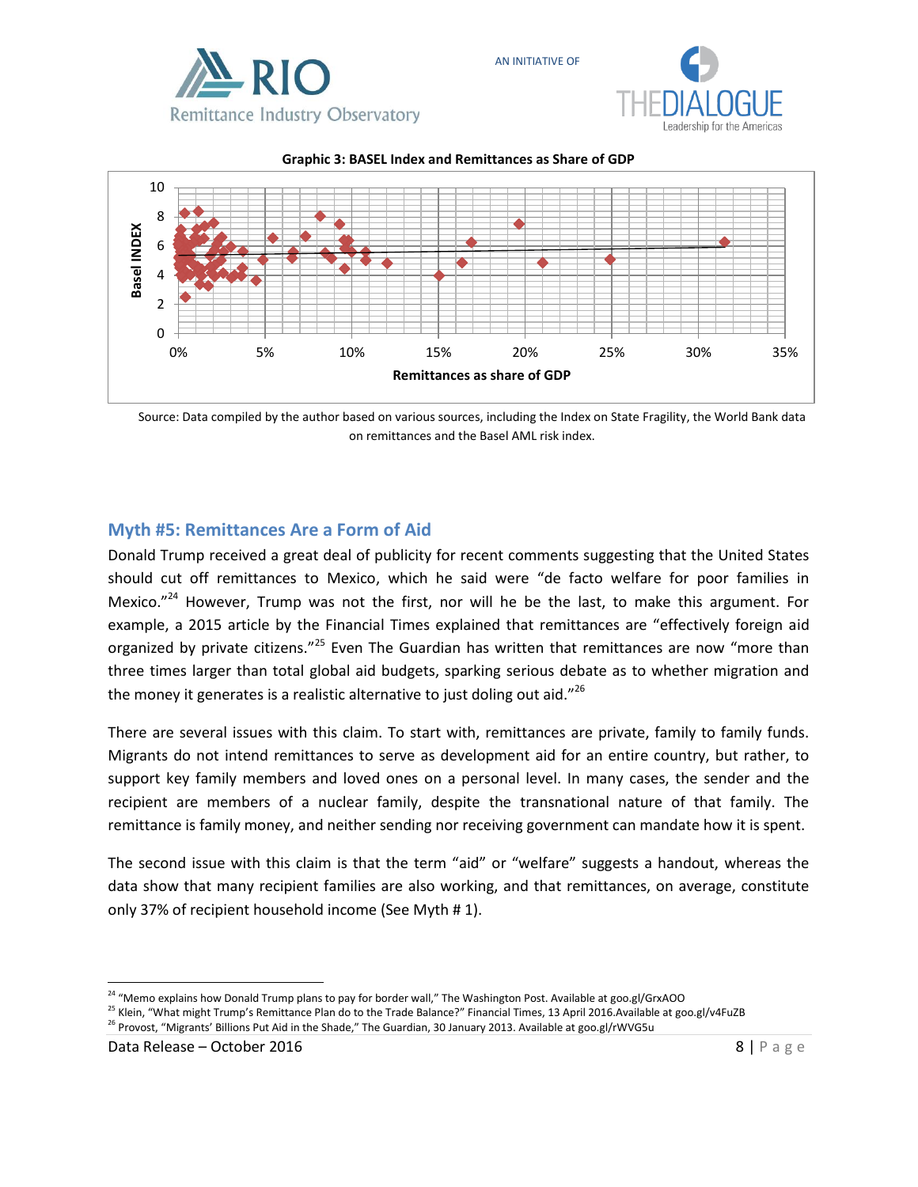**Graphic 3: BASEL Index and Remittances as Share of GDP**

Source: Data compiled by the author based on various sources, including the Index on State Fragility, the World Bank data on remittances and the Basel AML risk index.

## Myth #5: Remittances Are a Form of Aid

Donald Trump received a great deal of publicity for recent comments suggesting that the United States should cut off remittances to Mexico, which he said were "de facto welfare for poor families in Mexico."[24] However, Trump was not the first, nor will he be the last, to make this argument. For example, a 2015 article by the Financial Times explained that remittances are "effectively foreign aid organized by private citizens."[25] Even The Guardian has written that remittances are now "more than three times larger than total global aid budgets, sparking serious debate as to whether migration and the money it generates is a realistic alternative to just doling out aid."[26]

There are several issues with this claim. To start with, remittances are private, family to family funds. Migrants do not intend remittances to serve as development aid for an entire country, but rather, to support key family members and loved ones on a personal level. In many cases, the sender and the recipient are members of a nuclear family, despite the transnational nature of that family. The remittance is family money, and neither sending nor receiving government can mandate how it is spent.

The second issue with this claim is that the term "aid" or "welfare" suggests a handout, whereas the data show that many recipient families are also working, and that remittances, on average, constitute only 37% of recipient household income (See Myth # 1).

---

[24] "Memo explains how Donald Trump plans to pay for border wall," The Washington Post. Available at goo.gl/GrxAOO

[25] Klein, "What might Trump's Remittance Plan do to the Trade Balance?" Financial Times, 13 April 2016.Available at goo.gl/v4FuZB

[26] Provost, "Migrants' Billions Put Aid in the Shade," The Guardian, 30 January 2013. Available at goo.gl/rWVG5u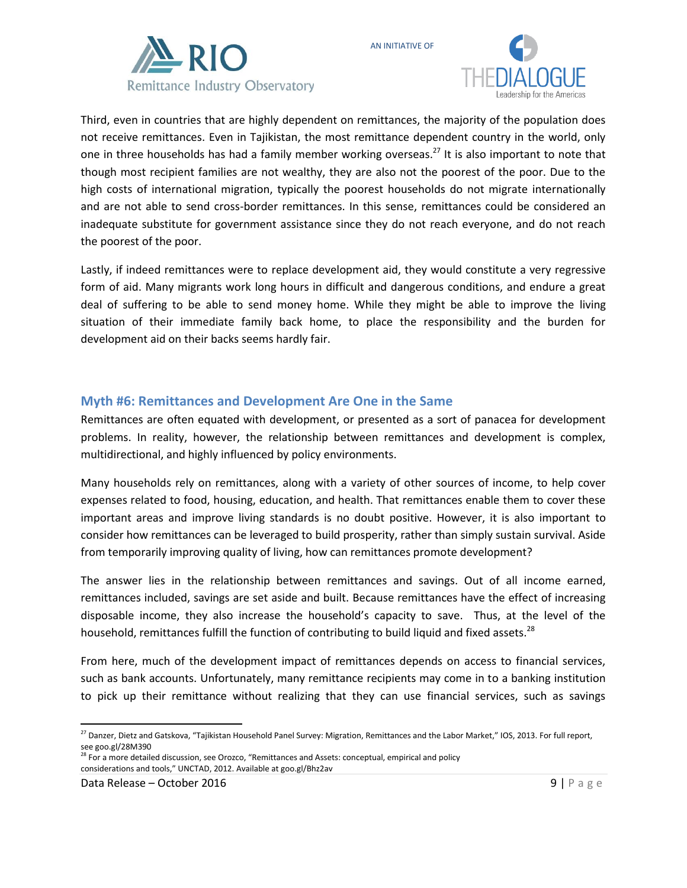Third, even in countries that are highly dependent on remittances, the majority of the population does not receive remittances. Even in Tajikistan, the most remittance dependent country in the world, only one in three households has had a family member working overseas.[27] It is also important to note that though most recipient families are not wealthy, they are also not the poorest of the poor. Due to the high costs of international migration, typically the poorest households do not migrate internationally and are not able to send cross-border remittances. In this sense, remittances could be considered an inadequate substitute for government assistance since they do not reach everyone, and do not reach the poorest of the poor.

Lastly, if indeed remittances were to replace development aid, they would constitute a very regressive form of aid. Many migrants work long hours in difficult and dangerous conditions, and endure a great deal of suffering to be able to send money home. While they might be able to improve the living situation of their immediate family back home, to place the responsibility and the burden for development aid on their backs seems hardly fair.

## Myth #6: Remittances and Development Are One in the Same

Remittances are often equated with development, or presented as a sort of panacea for development problems. In reality, however, the relationship between remittances and development is complex, multidirectional, and highly influenced by policy environments.

Many households rely on remittances, along with a variety of other sources of income, to help cover expenses related to food, housing, education, and health. That remittances enable them to cover these important areas and improve living standards is no doubt positive. However, it is also important to consider how remittances can be leveraged to build prosperity, rather than simply sustain survival. Aside from temporarily improving quality of living, how can remittances promote development?

The answer lies in the relationship between remittances and savings. Out of all income earned, remittances included, savings are set aside and built. Because remittances have the effect of increasing disposable income, they also increase the household's capacity to save. Thus, at the level of the household, remittances fulfill the function of contributing to build liquid and fixed assets.[28]

From here, much of the development impact of remittances depends on access to financial services, such as bank accounts. Unfortunately, many remittance recipients may come in to a banking institution to pick up their remittance without realizing that they can use financial services, such as savings

---

[27] Danzer, Dietz and Gatskova, "Tajikistan Household Panel Survey: Migration, Remittances and the Labor Market," IOS, 2013. For full report, see goo.gl/28M390

[28] For a more detailed discussion, see Orozco, "Remittances and Assets: conceptual, empirical and policy considerations and tools," UNCTAD, 2012. Available at goo.gl/Bhz2av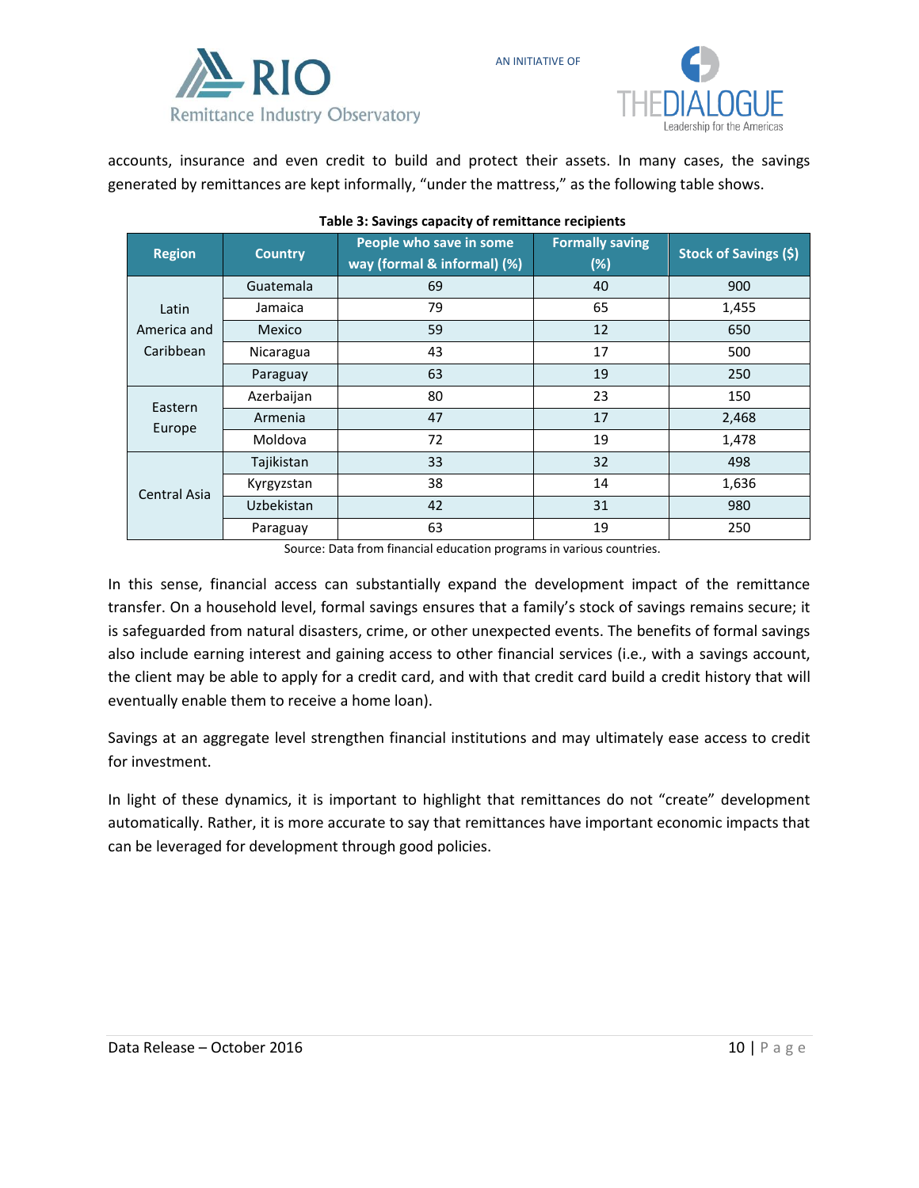accounts, insurance and even credit to build and protect their assets. In many cases, the savings generated by remittances are kept informally, "under the mattress," as the following table shows.

**Table 3: Savings capacity of remittance recipients**

| Region | Country | People who save in some way (formal & informal) (%) | Formally saving (%) | Stock of Savings ($) |
|---|---|---|---|---|
| Latin America and Caribbean | Guatemala | 69 | 40 | 900 |
| | Jamaica | 79 | 65 | 1,455 |
| | Mexico | 59 | 12 | 650 |
| | Nicaragua | 43 | 17 | 500 |
| | Paraguay | 63 | 19 | 250 |
| Eastern Europe | Azerbaijan | 80 | 23 | 150 |
| | Armenia | 47 | 17 | 2,468 |
| | Moldova | 72 | 19 | 1,478 |
| Central Asia | Tajikistan | 33 | 32 | 498 |
| | Kyrgyzstan | 38 | 14 | 1,636 |
| | Uzbekistan | 42 | 31 | 980 |
| | Paraguay | 63 | 19 | 250 |

Source: Data from financial education programs in various countries.

In this sense, financial access can substantially expand the development impact of the remittance transfer. On a household level, formal savings ensures that a family's stock of savings remains secure; it is safeguarded from natural disasters, crime, or other unexpected events. The benefits of formal savings also include earning interest and gaining access to other financial services (i.e., with a savings account, the client may be able to apply for a credit card, and with that credit card build a credit history that will eventually enable them to receive a home loan).

Savings at an aggregate level strengthen financial institutions and may ultimately ease access to credit for investment.

In light of these dynamics, it is important to highlight that remittances do not "create" development automatically. Rather, it is more accurate to say that remittances have important economic impacts that can be leveraged for development through good policies.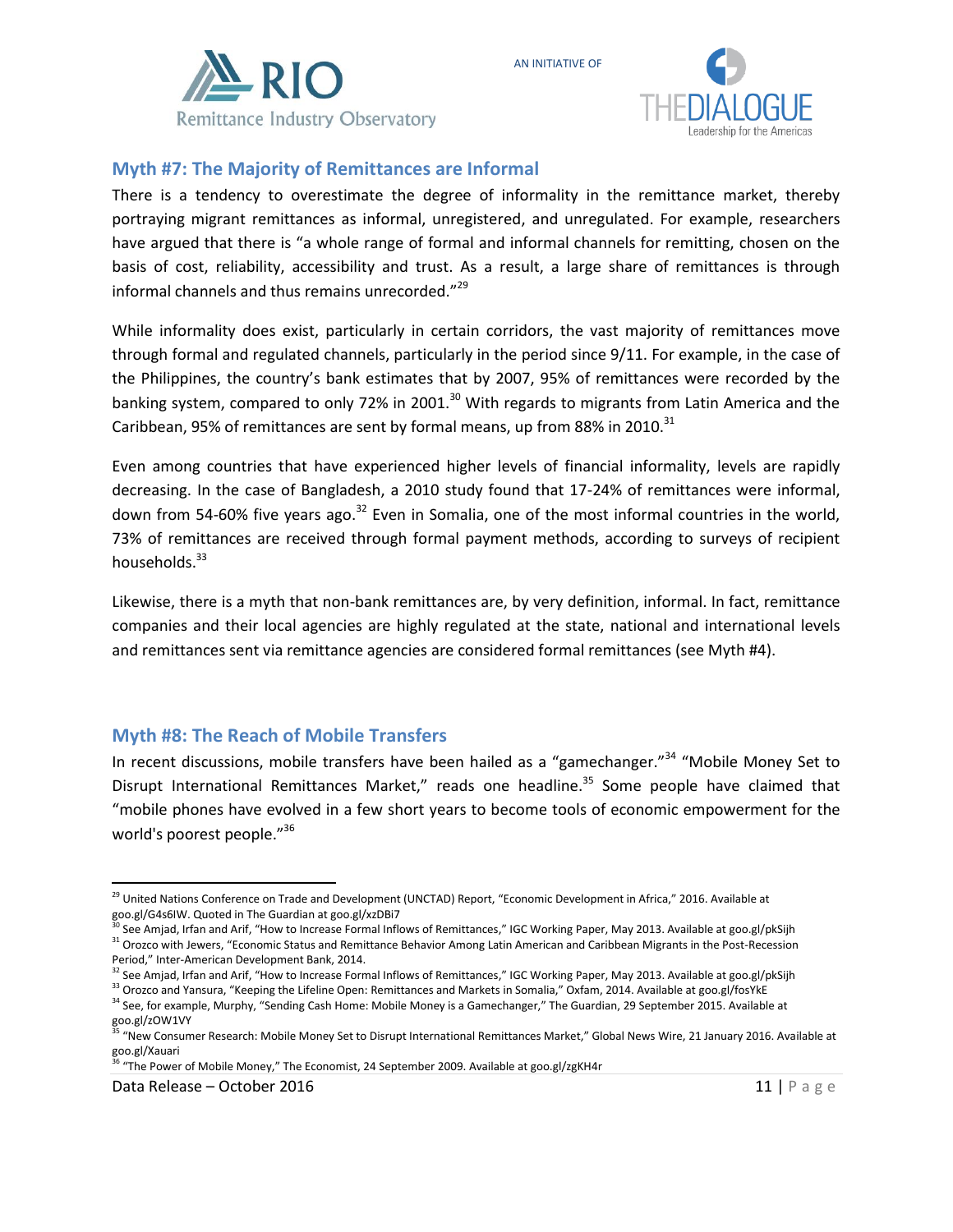## Myth #7: The Majority of Remittances are Informal

There is a tendency to overestimate the degree of informality in the remittance market, thereby portraying migrant remittances as informal, unregistered, and unregulated. For example, researchers have argued that there is "a whole range of formal and informal channels for remitting, chosen on the basis of cost, reliability, accessibility and trust. As a result, a large share of remittances is through informal channels and thus remains unrecorded."[29]

While informality does exist, particularly in certain corridors, the vast majority of remittances move through formal and regulated channels, particularly in the period since 9/11. For example, in the case of the Philippines, the country's bank estimates that by 2007, 95% of remittances were recorded by the banking system, compared to only 72% in 2001.[30] With regards to migrants from Latin America and the Caribbean, 95% of remittances are sent by formal means, up from 88% in 2010.[31]

Even among countries that have experienced higher levels of financial informality, levels are rapidly decreasing. In the case of Bangladesh, a 2010 study found that 17-24% of remittances were informal, down from 54-60% five years ago.[32] Even in Somalia, one of the most informal countries in the world, 73% of remittances are received through formal payment methods, according to surveys of recipient households.[33]

Likewise, there is a myth that non-bank remittances are, by very definition, informal. In fact, remittance companies and their local agencies are highly regulated at the state, national and international levels and remittances sent via remittance agencies are considered formal remittances (see Myth #4).

## Myth #8: The Reach of Mobile Transfers

In recent discussions, mobile transfers have been hailed as a "gamechanger."[34] "Mobile Money Set to Disrupt International Remittances Market," reads one headline.[35] Some people have claimed that "mobile phones have evolved in a few short years to become tools of economic empowerment for the world's poorest people."[36]

---

[29] United Nations Conference on Trade and Development (UNCTAD) Report, "Economic Development in Africa," 2016. Available at goo.gl/G4s6IW. Quoted in The Guardian at goo.gl/xzDBi7

[30] See Amjad, Irfan and Arif, "How to Increase Formal Inflows of Remittances," IGC Working Paper, May 2013. Available at goo.gl/pkSijh

[31] Orozco with Jewers, "Economic Status and Remittance Behavior Among Latin American and Caribbean Migrants in the Post-Recession Period," Inter-American Development Bank, 2014.

[32] See Amjad, Irfan and Arif, "How to Increase Formal Inflows of Remittances," IGC Working Paper, May 2013. Available at goo.gl/pkSijh

[33] Orozco and Yansura, "Keeping the Lifeline Open: Remittances and Markets in Somalia," Oxfam, 2014. Available at goo.gl/fosYkE

[34] See, for example, Murphy, "Sending Cash Home: Mobile Money is a Gamechanger," The Guardian, 29 September 2015. Available at goo.gl/zOW1VY

[35] "New Consumer Research: Mobile Money Set to Disrupt International Remittances Market," Global News Wire, 21 January 2016. Available at goo.gl/Xauari

[36] "The Power of Mobile Money," The Economist, 24 September 2009. Available at goo.gl/zgKH4r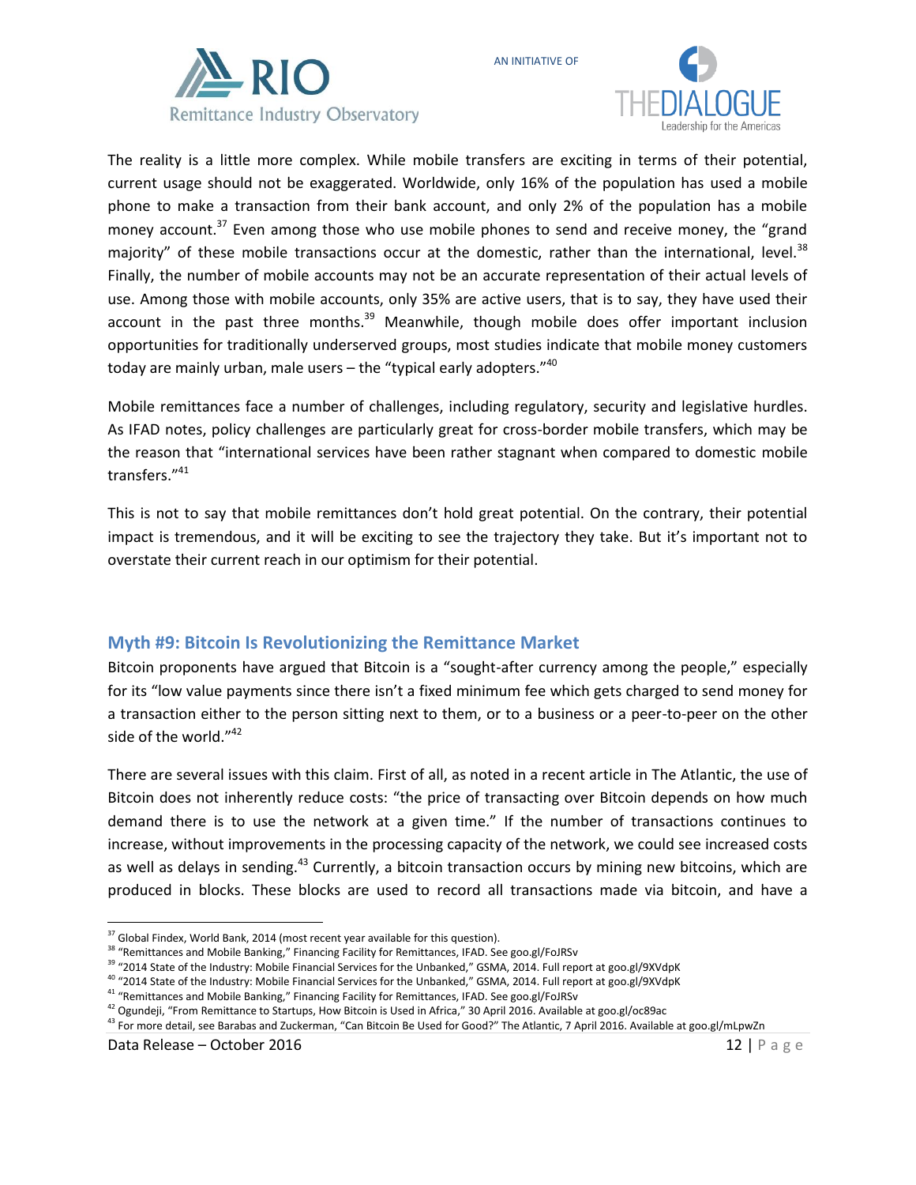The reality is a little more complex. While mobile transfers are exciting in terms of their potential, current usage should not be exaggerated. Worldwide, only 16% of the population has used a mobile phone to make a transaction from their bank account, and only 2% of the population has a mobile money account.[37] Even among those who use mobile phones to send and receive money, the "grand majority" of these mobile transactions occur at the domestic, rather than the international, level.[38] Finally, the number of mobile accounts may not be an accurate representation of their actual levels of use. Among those with mobile accounts, only 35% are active users, that is to say, they have used their account in the past three months.[39] Meanwhile, though mobile does offer important inclusion opportunities for traditionally underserved groups, most studies indicate that mobile money customers today are mainly urban, male users – the "typical early adopters."[40]

Mobile remittances face a number of challenges, including regulatory, security and legislative hurdles. As IFAD notes, policy challenges are particularly great for cross-border mobile transfers, which may be the reason that "international services have been rather stagnant when compared to domestic mobile transfers."[41]

This is not to say that mobile remittances don't hold great potential. On the contrary, their potential impact is tremendous, and it will be exciting to see the trajectory they take. But it's important not to overstate their current reach in our optimism for their potential.

## Myth #9: Bitcoin Is Revolutionizing the Remittance Market

Bitcoin proponents have argued that Bitcoin is a "sought-after currency among the people," especially for its "low value payments since there isn't a fixed minimum fee which gets charged to send money for a transaction either to the person sitting next to them, or to a business or a peer-to-peer on the other side of the world."[42]

There are several issues with this claim. First of all, as noted in a recent article in The Atlantic, the use of Bitcoin does not inherently reduce costs: "the price of transacting over Bitcoin depends on how much demand there is to use the network at a given time." If the number of transactions continues to increase, without improvements in the processing capacity of the network, we could see increased costs as well as delays in sending.[43] Currently, a bitcoin transaction occurs by mining new bitcoins, which are produced in blocks. These blocks are used to record all transactions made via bitcoin, and have a

---

[37] Global Findex, World Bank, 2014 (most recent year available for this question).

[38] "Remittances and Mobile Banking," Financing Facility for Remittances, IFAD. See goo.gl/FoJRSv

[39] "2014 State of the Industry: Mobile Financial Services for the Unbanked," GSMA, 2014. Full report at goo.gl/9XVdpK

[40] "2014 State of the Industry: Mobile Financial Services for the Unbanked," GSMA, 2014. Full report at goo.gl/9XVdpK

[41] "Remittances and Mobile Banking," Financing Facility for Remittances, IFAD. See goo.gl/FoJRSv

[42] Ogundeji, "From Remittance to Startups, How Bitcoin is Used in Africa," 30 April 2016. Available at goo.gl/oc89ac

[43] For more detail, see Barabas and Zuckerman, "Can Bitcoin Be Used for Good?" The Atlantic, 7 April 2016. Available at goo.gl/mLpwZn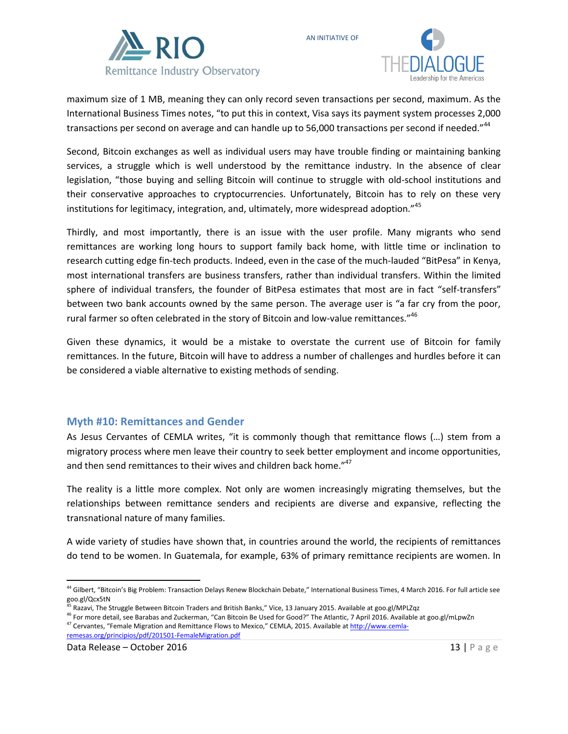maximum size of 1 MB, meaning they can only record seven transactions per second, maximum. As the International Business Times notes, "to put this in context, Visa says its payment system processes 2,000 transactions per second on average and can handle up to 56,000 transactions per second if needed."[44]

Second, Bitcoin exchanges as well as individual users may have trouble finding or maintaining banking services, a struggle which is well understood by the remittance industry. In the absence of clear legislation, "those buying and selling Bitcoin will continue to struggle with old-school institutions and their conservative approaches to cryptocurrencies. Unfortunately, Bitcoin has to rely on these very institutions for legitimacy, integration, and, ultimately, more widespread adoption."[45]

Thirdly, and most importantly, there is an issue with the user profile. Many migrants who send remittances are working long hours to support family back home, with little time or inclination to research cutting edge fin-tech products. Indeed, even in the case of the much-lauded "BitPesa" in Kenya, most international transfers are business transfers, rather than individual transfers. Within the limited sphere of individual transfers, the founder of BitPesa estimates that most are in fact "self-transfers" between two bank accounts owned by the same person. The average user is "a far cry from the poor, rural farmer so often celebrated in the story of Bitcoin and low-value remittances."[46]

Given these dynamics, it would be a mistake to overstate the current use of Bitcoin for family remittances. In the future, Bitcoin will have to address a number of challenges and hurdles before it can be considered a viable alternative to existing methods of sending.

## Myth #10: Remittances and Gender

As Jesus Cervantes of CEMLA writes, "it is commonly though that remittance flows (…) stem from a migratory process where men leave their country to seek better employment and income opportunities, and then send remittances to their wives and children back home."[47]

The reality is a little more complex. Not only are women increasingly migrating themselves, but the relationships between remittance senders and recipients are diverse and expansive, reflecting the transnational nature of many families.

A wide variety of studies have shown that, in countries around the world, the recipients of remittances do tend to be women. In Guatemala, for example, 63% of primary remittance recipients are women. In

---

[44] Gilbert, "Bitcoin's Big Problem: Transaction Delays Renew Blockchain Debate," International Business Times, 4 March 2016. For full article see goo.gl/Qcx5tN

[45] Razavi, The Struggle Between Bitcoin Traders and British Banks," Vice, 13 January 2015. Available at goo.gl/MPLZqz

[46] For more detail, see Barabas and Zuckerman, "Can Bitcoin Be Used for Good?" The Atlantic, 7 April 2016. Available at goo.gl/mLpwZn

[47] Cervantes, "Female Migration and Remittance Flows to Mexico," CEMLA, 2015. Available at http://www.cemla-remesas.org/principios/pdf/201501-FemaleMigration.pdf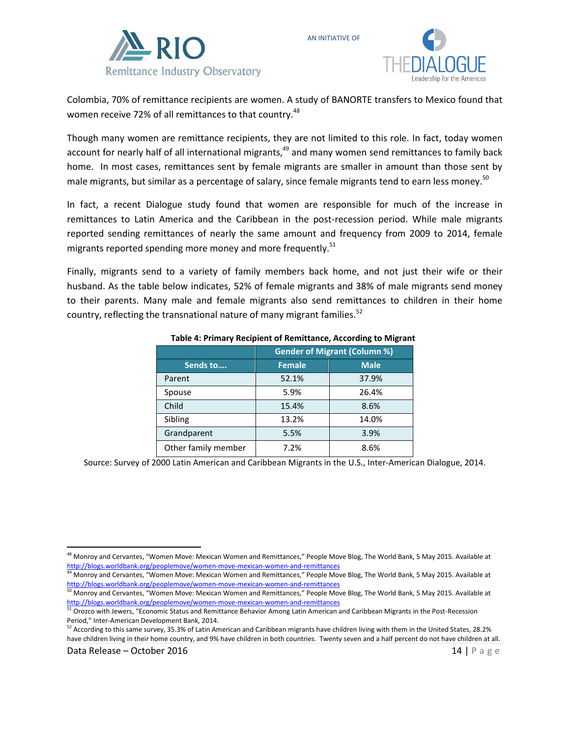Colombia, 70% of remittance recipients are women. A study of BANORTE transfers to Mexico found that women receive 72% of all remittances to that country.[48]

Though many women are remittance recipients, they are not limited to this role. In fact, today women account for nearly half of all international migrants,[49] and many women send remittances to family back home. In most cases, remittances sent by female migrants are smaller in amount than those sent by male migrants, but similar as a percentage of salary, since female migrants tend to earn less money.[50]

In fact, a recent Dialogue study found that women are responsible for much of the increase in remittances to Latin America and the Caribbean in the post-recession period. While male migrants reported sending remittances of nearly the same amount and frequency from 2009 to 2014, female migrants reported spending more money and more frequently.[51]

Finally, migrants send to a variety of family members back home, and not just their wife or their husband. As the table below indicates, 52% of female migrants and 38% of male migrants send money to their parents. Many male and female migrants also send remittances to children in their home country, reflecting the transnational nature of many migrant families.[52]

**Table 4: Primary Recipient of Remittance, According to Migrant**

| | Gender of Migrant (Column %) | |
|---|---|---|
| **Sends to….** | **Female** | **Male** |
| Parent | 52.1% | 37.9% |
| Spouse | 5.9% | 26.4% |
| Child | 15.4% | 8.6% |
| Sibling | 13.2% | 14.0% |
| Grandparent | 5.5% | 3.9% |
| Other family member | 7.2% | 8.6% |

Source: Survey of 2000 Latin American and Caribbean Migrants in the U.S., Inter-American Dialogue, 2014.

---

[48] Monroy and Cervantes, "Women Move: Mexican Women and Remittances," People Move Blog, The World Bank, 5 May 2015. Available at http://blogs.worldbank.org/peoplemove/women-move-mexican-women-and-remittances

[49] Monroy and Cervantes, "Women Move: Mexican Women and Remittances," People Move Blog, The World Bank, 5 May 2015. Available at http://blogs.worldbank.org/peoplemove/women-move-mexican-women-and-remittances

[50] Monroy and Cervantes, "Women Move: Mexican Women and Remittances," People Move Blog, The World Bank, 5 May 2015. Available at http://blogs.worldbank.org/peoplemove/women-move-mexican-women-and-remittances

[51] Orozco with Jewers, "Economic Status and Remittance Behavior Among Latin American and Caribbean Migrants in the Post-Recession Period," Inter-American Development Bank, 2014.

[52] According to this same survey, 35.3% of Latin American and Caribbean migrants have children living with them in the United States, 28.2% have children living in their home country, and 9% have children in both countries. Twenty seven and a half percent do not have children at all.